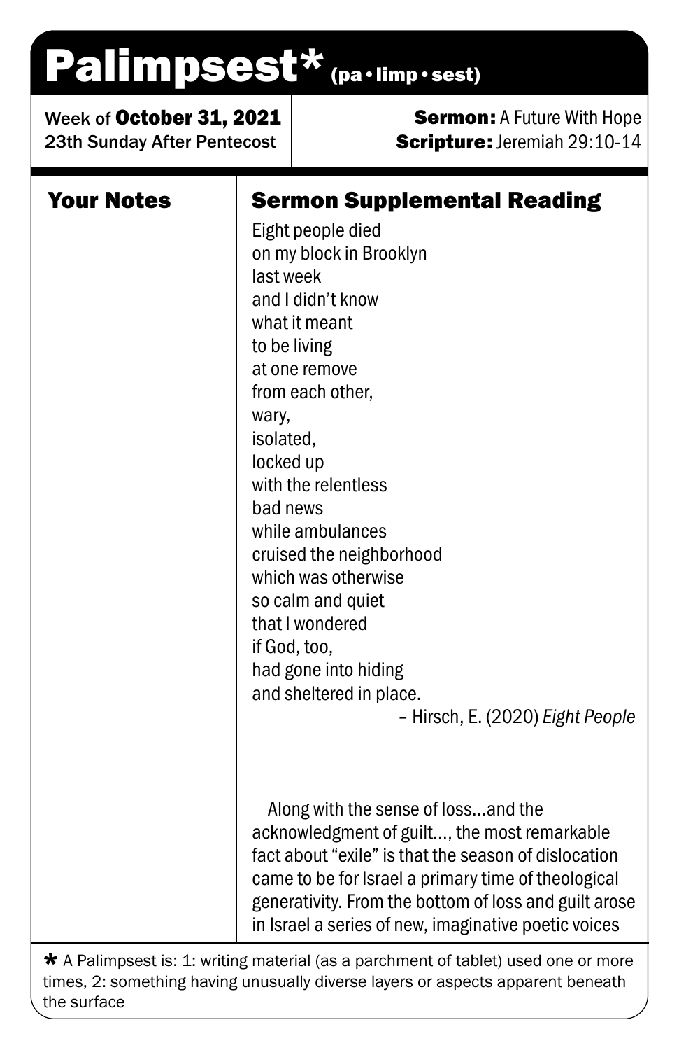# Palimpsest* (pa • limp • sest)

Week of **October 31, 2021**
23th Sunday After Pentecost

**Sermon:** A Future With Hope
**Scripture:** Jeremiah 29:10-14

## Your Notes

## Sermon Supplemental Reading

Eight people died
on my block in Brooklyn
last week
and I didn't know
what it meant
to be living
at one remove
from each other,
wary,
isolated,
locked up
with the relentless
bad news
while ambulances
cruised the neighborhood
which was otherwise
so calm and quiet
that I wondered
if God, too,
had gone into hiding
and sheltered in place.

– Hirsch, E. (2020) *Eight People*

Along with the sense of loss…and the acknowledgment of guilt…, the most remarkable fact about "exile" is that the season of dislocation came to be for Israel a primary time of theological generativity. From the bottom of loss and guilt arose in Israel a series of new, imaginative poetic voices

* A Palimpsest is: 1: writing material (as a parchment of tablet) used one or more times, 2: something having unusually diverse layers or aspects apparent beneath the surface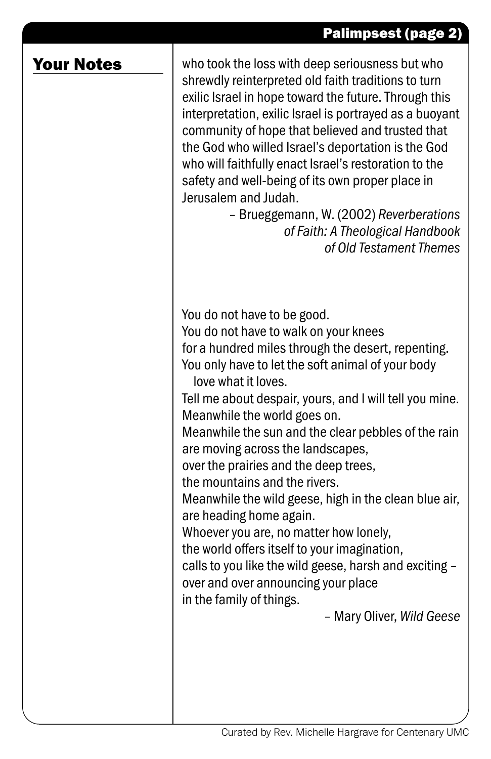## Your Notes

who took the loss with deep seriousness but who shrewdly reinterpreted old faith traditions to turn exilic Israel in hope toward the future. Through this interpretation, exilic Israel is portrayed as a buoyant community of hope that believed and trusted that the God who willed Israel's deportation is the God who will faithfully enact Israel's restoration to the safety and well-being of its own proper place in Jerusalem and Judah.

– Brueggemann, W. (2002) *Reverberations of Faith: A Theological Handbook of Old Testament Themes*

You do not have to be good.
You do not have to walk on your knees
for a hundred miles through the desert, repenting.
You only have to let the soft animal of your body
love what it loves.
Tell me about despair, yours, and I will tell you mine.
Meanwhile the world goes on.
Meanwhile the sun and the clear pebbles of the rain
are moving across the landscapes,
over the prairies and the deep trees,
the mountains and the rivers.
Meanwhile the wild geese, high in the clean blue air,
are heading home again.
Whoever you are, no matter how lonely,
the world offers itself to your imagination,
calls to you like the wild geese, harsh and exciting –
over and over announcing your place
in the family of things.

– Mary Oliver, *Wild Geese*

Curated by Rev. Michelle Hargrave for Centenary UMC